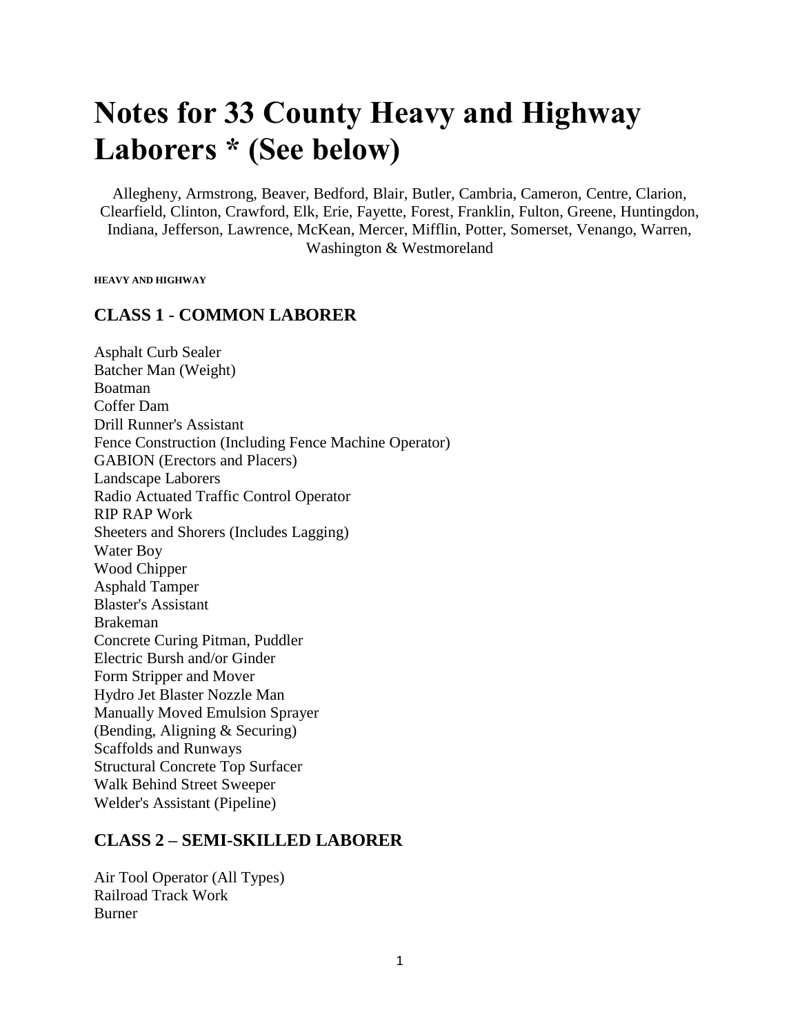# Notes for 33 County Heavy and Highway Laborers * (See below)

Allegheny, Armstrong, Beaver, Bedford, Blair, Butler, Cambria, Cameron, Centre, Clarion, Clearfield, Clinton, Crawford, Elk, Erie, Fayette, Forest, Franklin, Fulton, Greene, Huntingdon, Indiana, Jefferson, Lawrence, McKean, Mercer, Mifflin, Potter, Somerset, Venango, Warren, Washington & Westmoreland

**HEAVY AND HIGHWAY**

## CLASS 1 - COMMON LABORER

Asphalt Curb Sealer
Batcher Man (Weight)
Boatman
Coffer Dam
Drill Runner's Assistant
Fence Construction (Including Fence Machine Operator)
GABION (Erectors and Placers)
Landscape Laborers
Radio Actuated Traffic Control Operator
RIP RAP Work
Sheeters and Shorers (Includes Lagging)
Water Boy
Wood Chipper
Asphald Tamper
Blaster's Assistant
Brakeman
Concrete Curing Pitman, Puddler
Electric Bursh and/or Ginder
Form Stripper and Mover
Hydro Jet Blaster Nozzle Man
Manually Moved Emulsion Sprayer
(Bending, Aligning & Securing)
Scaffolds and Runways
Structural Concrete Top Surfacer
Walk Behind Street Sweeper
Welder's Assistant (Pipeline)

## CLASS 2 – SEMI-SKILLED LABORER

Air Tool Operator (All Types)
Railroad Track Work
Burner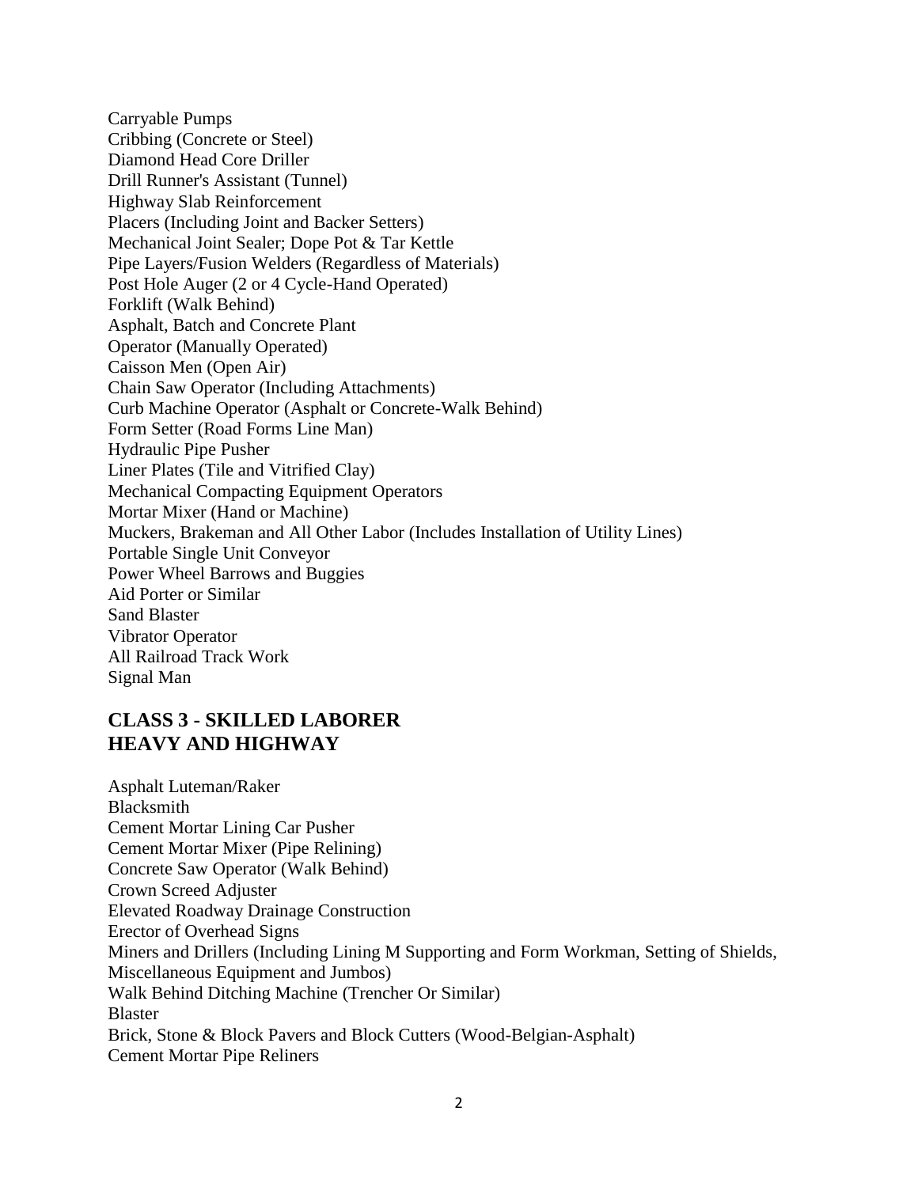Carryable Pumps
Cribbing (Concrete or Steel)
Diamond Head Core Driller
Drill Runner's Assistant (Tunnel)
Highway Slab Reinforcement
Placers (Including Joint and Backer Setters)
Mechanical Joint Sealer; Dope Pot & Tar Kettle
Pipe Layers/Fusion Welders (Regardless of Materials)
Post Hole Auger (2 or 4 Cycle-Hand Operated)
Forklift (Walk Behind)
Asphalt, Batch and Concrete Plant
Operator (Manually Operated)
Caisson Men (Open Air)
Chain Saw Operator (Including Attachments)
Curb Machine Operator (Asphalt or Concrete-Walk Behind)
Form Setter (Road Forms Line Man)
Hydraulic Pipe Pusher
Liner Plates (Tile and Vitrified Clay)
Mechanical Compacting Equipment Operators
Mortar Mixer (Hand or Machine)
Muckers, Brakeman and All Other Labor (Includes Installation of Utility Lines)
Portable Single Unit Conveyor
Power Wheel Barrows and Buggies
Aid Porter or Similar
Sand Blaster
Vibrator Operator
All Railroad Track Work
Signal Man

## CLASS 3 - SKILLED LABORER
## HEAVY AND HIGHWAY

Asphalt Luteman/Raker
Blacksmith
Cement Mortar Lining Car Pusher
Cement Mortar Mixer (Pipe Relining)
Concrete Saw Operator (Walk Behind)
Crown Screed Adjuster
Elevated Roadway Drainage Construction
Erector of Overhead Signs
Miners and Drillers (Including Lining M Supporting and Form Workman, Setting of Shields, Miscellaneous Equipment and Jumbos)
Walk Behind Ditching Machine (Trencher Or Similar)
Blaster
Brick, Stone & Block Pavers and Block Cutters (Wood-Belgian-Asphalt)
Cement Mortar Pipe Reliners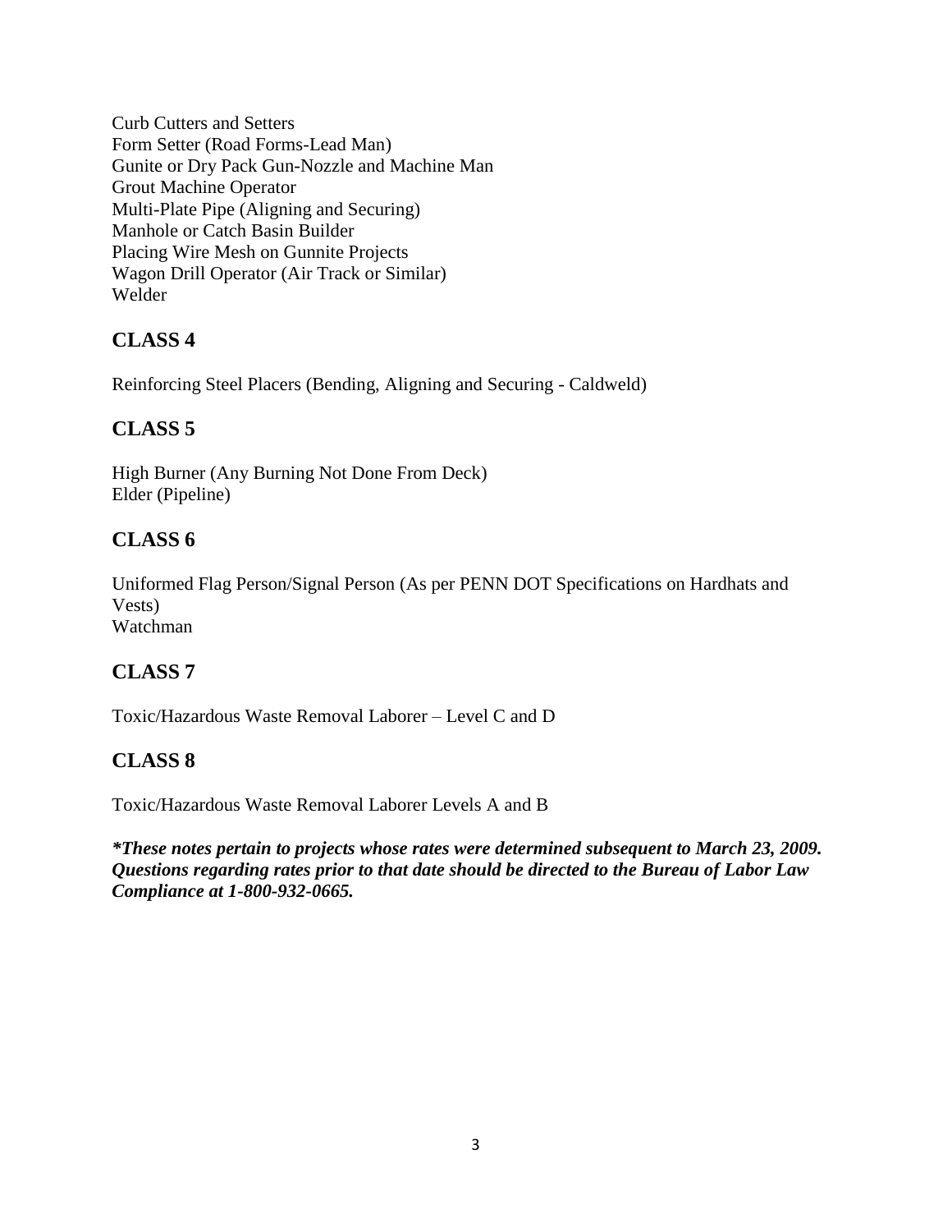Curb Cutters and Setters
Form Setter (Road Forms-Lead Man)
Gunite or Dry Pack Gun-Nozzle and Machine Man
Grout Machine Operator
Multi-Plate Pipe (Aligning and Securing)
Manhole or Catch Basin Builder
Placing Wire Mesh on Gunnite Projects
Wagon Drill Operator (Air Track or Similar)
Welder

## CLASS 4

Reinforcing Steel Placers (Bending, Aligning and Securing - Caldweld)

## CLASS 5

High Burner (Any Burning Not Done From Deck)
Elder (Pipeline)

## CLASS 6

Uniformed Flag Person/Signal Person (As per PENN DOT Specifications on Hardhats and Vests)
Watchman

## CLASS 7

Toxic/Hazardous Waste Removal Laborer – Level C and D

## CLASS 8

Toxic/Hazardous Waste Removal Laborer Levels A and B

***These notes pertain to projects whose rates were determined subsequent to March 23, 2009. Questions regarding rates prior to that date should be directed to the Bureau of Labor Law Compliance at 1-800-932-0665.***